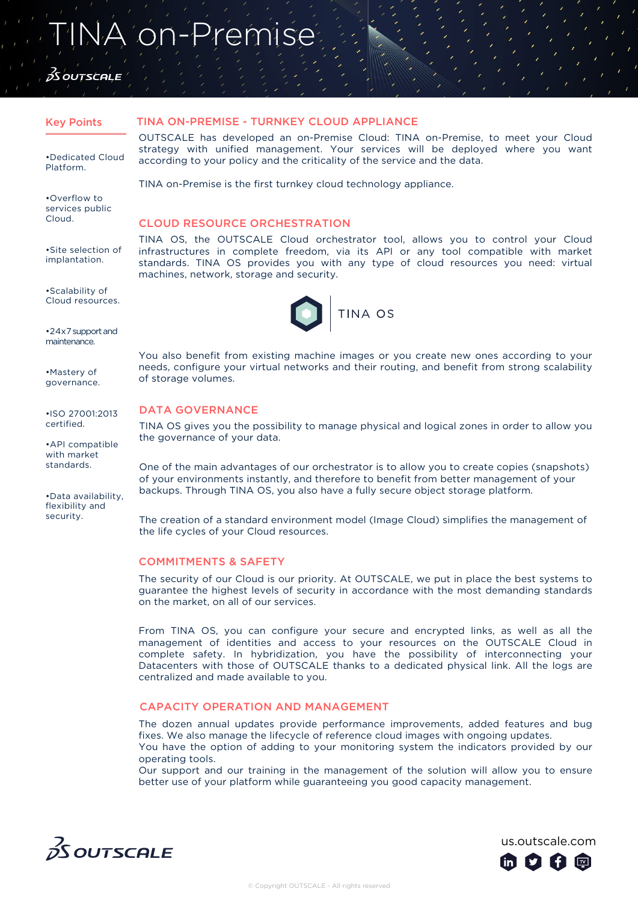# TINA on-Premise

OUTSCALE

## Key Points

- Dedicated Cloud Platform.
- Overflow to services public Cloud.
- Site selection of implantation.
- Scalability of Cloud resources.
- 24x7 support and maintenance.
- Mastery of governance.
- ISO 27001:2013 certified.
- API compatible with market standards.
- Data availability, flexibility and security.

## TINA ON-PREMISE - TURNKEY CLOUD APPLIANCE

OUTSCALE has developed an on-Premise Cloud: TINA on-Premise, to meet your Cloud strategy with unified management. Your services will be deployed where you want according to your policy and the criticality of the service and the data.

TINA on-Premise is the first turnkey cloud technology appliance.

## CLOUD RESOURCE ORCHESTRATION

TINA OS, the OUTSCALE Cloud orchestrator tool, allows you to control your Cloud infrastructures in complete freedom, via its API or any tool compatible with market standards. TINA OS provides you with any type of cloud resources you need: virtual machines, network, storage and security.

TINA OS

You also benefit from existing machine images or you create new ones according to your needs, configure your virtual networks and their routing, and benefit from strong scalability of storage volumes.

## DATA GOVERNANCE

TINA OS gives you the possibility to manage physical and logical zones in order to allow you the governance of your data.

One of the main advantages of our orchestrator is to allow you to create copies (snapshots) of your environments instantly, and therefore to benefit from better management of your backups. Through TINA OS, you also have a fully secure object storage platform.

The creation of a standard environment model (Image Cloud) simplifies the management of the life cycles of your Cloud resources.

## COMMITMENTS & SAFETY

The security of our Cloud is our priority. At OUTSCALE, we put in place the best systems to guarantee the highest levels of security in accordance with the most demanding standards on the market, on all of our services.

From TINA OS, you can configure your secure and encrypted links, as well as all the management of identities and access to your resources on the OUTSCALE Cloud in complete safety. In hybridization, you have the possibility of interconnecting your Datacenters with those of OUTSCALE thanks to a dedicated physical link. All the logs are centralized and made available to you.

## CAPACITY OPERATION AND MANAGEMENT

The dozen annual updates provide performance improvements, added features and bug fixes. We also manage the lifecycle of reference cloud images with ongoing updates.
You have the option of adding to your monitoring system the indicators provided by our operating tools.
Our support and our training in the management of the solution will allow you to ensure better use of your platform while guaranteeing you good capacity management.

OUTSCALE

us.outscale.com

© Copyright OUTSCALE - All rights reserved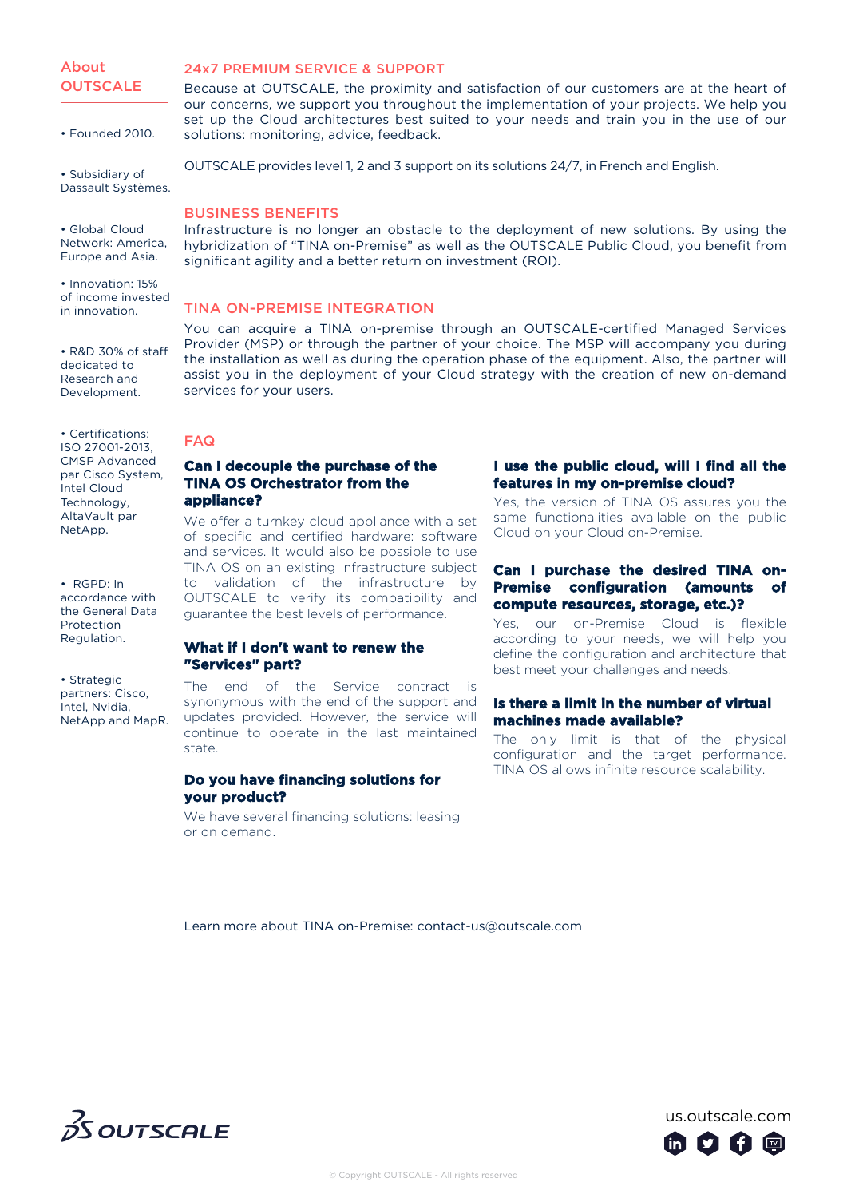## About OUTSCALE

- Founded 2010.
- Subsidiary of Dassault Systèmes.
- Global Cloud Network: America, Europe and Asia.
- Innovation: 15% of income invested in innovation.
- R&D 30% of staff dedicated to Research and Development.
- Certifications: ISO 27001-2013, CMSP Advanced par Cisco System, Intel Cloud Technology, AltaVault par NetApp.
- RGPD: In accordance with the General Data Protection Regulation.
- Strategic partners: Cisco, Intel, Nvidia, NetApp and MapR.

## 24x7 PREMIUM SERVICE & SUPPORT

Because at OUTSCALE, the proximity and satisfaction of our customers are at the heart of our concerns, we support you throughout the implementation of your projects. We help you set up the Cloud architectures best suited to your needs and train you in the use of our solutions: monitoring, advice, feedback.

OUTSCALE provides level 1, 2 and 3 support on its solutions 24/7, in French and English.

## BUSINESS BENEFITS

Infrastructure is no longer an obstacle to the deployment of new solutions. By using the hybridization of "TINA on-Premise" as well as the OUTSCALE Public Cloud, you benefit from significant agility and a better return on investment (ROI).

## TINA ON-PREMISE INTEGRATION

You can acquire a TINA on-premise through an OUTSCALE-certified Managed Services Provider (MSP) or through the partner of your choice. The MSP will accompany you during the installation as well as during the operation phase of the equipment. Also, the partner will assist you in the deployment of your Cloud strategy with the creation of new on-demand services for your users.

## FAQ

### Can I decouple the purchase of the TINA OS Orchestrator from the appliance?

We offer a turnkey cloud appliance with a set of specific and certified hardware: software and services. It would also be possible to use TINA OS on an existing infrastructure subject to validation of the infrastructure by OUTSCALE to verify its compatibility and guarantee the best levels of performance.

### What if I don't want to renew the "Services" part?

The end of the Service contract is synonymous with the end of the support and updates provided. However, the service will continue to operate in the last maintained state.

### Do you have financing solutions for your product?

We have several financing solutions: leasing or on demand.

### I use the public cloud, will I find all the features in my on-premise cloud?

Yes, the version of TINA OS assures you the same functionalities available on the public Cloud on your Cloud on-Premise.

### Can I purchase the desired TINA on-Premise configuration (amounts of compute resources, storage, etc.)?

Yes, our on-Premise Cloud is flexible according to your needs, we will help you define the configuration and architecture that best meet your challenges and needs.

### Is there a limit in the number of virtual machines made available?

The only limit is that of the physical configuration and the target performance. TINA OS allows infinite resource scalability.

Learn more about TINA on-Premise: contact-us@outscale.com

OUTSCALE

us.outscale.com

© Copyright OUTSCALE - All rights reserved